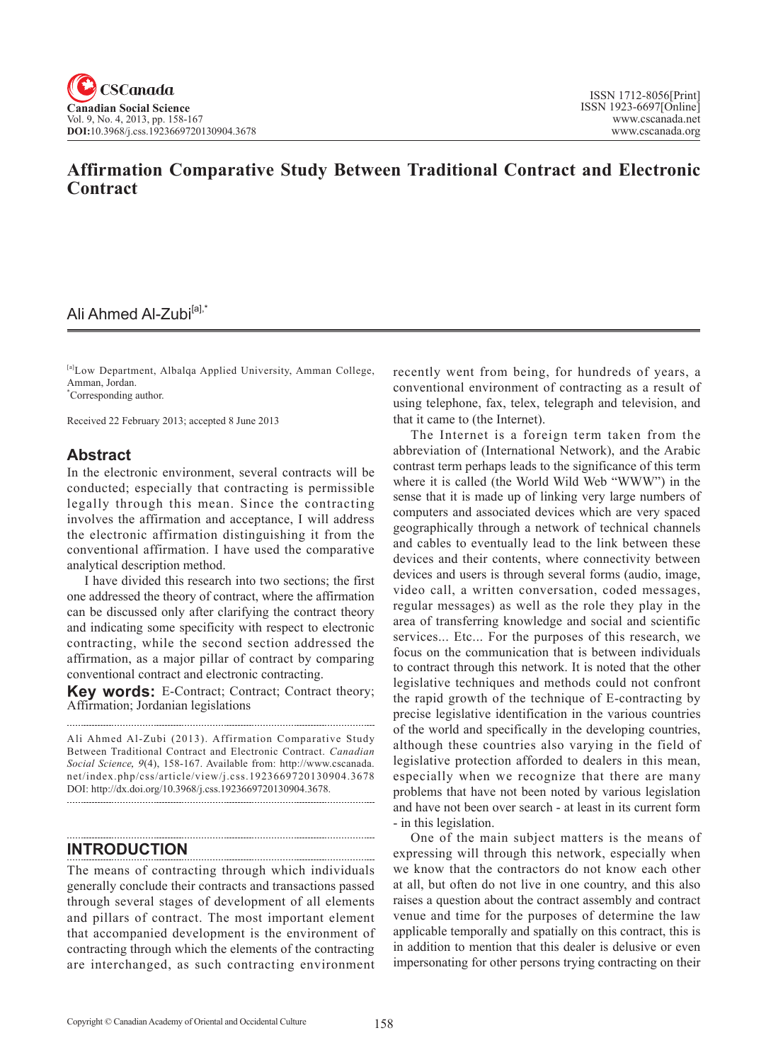# Affirmation Comparative Study Between Traditional Contract and Electronic Contract

Ali Ahmed Al-Zubi[a],*

[a]Low Department, Albalqa Applied University, Amman College, Amman, Jordan.
*Corresponding author.

Received 22 February 2013; accepted 8 June 2013

## Abstract

In the electronic environment, several contracts will be conducted; especially that contracting is permissible legally through this mean. Since the contracting involves the affirmation and acceptance, I will address the electronic affirmation distinguishing it from the conventional affirmation. I have used the comparative analytical description method.

I have divided this research into two sections; the first one addressed the theory of contract, where the affirmation can be discussed only after clarifying the contract theory and indicating some specificity with respect to electronic contracting, while the second section addressed the affirmation, as a major pillar of contract by comparing conventional contract and electronic contracting.

**Key words:** E-Contract; Contract; Contract theory; Affirmation; Jordanian legislations

Ali Ahmed Al-Zubi (2013). Affirmation Comparative Study Between Traditional Contract and Electronic Contract. *Canadian Social Science*, *9*(4), 158-167. Available from: http://www.cscanada.net/index.php/css/article/view/j.css.1923669720130904.3678 DOI: http://dx.doi.org/10.3968/j.css.1923669720130904.3678.

## INTRODUCTION

The means of contracting through which individuals generally conclude their contracts and transactions passed through several stages of development of all elements and pillars of contract. The most important element that accompanied development is the environment of contracting through which the elements of the contracting are interchanged, as such contracting environment recently went from being, for hundreds of years, a conventional environment of contracting as a result of using telephone, fax, telex, telegraph and television, and that it came to (the Internet).

The Internet is a foreign term taken from the abbreviation of (International Network), and the Arabic contrast term perhaps leads to the significance of this term where it is called (the World Wild Web "WWW") in the sense that it is made up of linking very large numbers of computers and associated devices which are very spaced geographically through a network of technical channels and cables to eventually lead to the link between these devices and their contents, where connectivity between devices and users is through several forms (audio, image, video call, a written conversation, coded messages, regular messages) as well as the role they play in the area of transferring knowledge and social and scientific services... Etc... For the purposes of this research, we focus on the communication that is between individuals to contract through this network. It is noted that the other legislative techniques and methods could not confront the rapid growth of the technique of E-contracting by precise legislative identification in the various countries of the world and specifically in the developing countries, although these countries also varying in the field of legislative protection afforded to dealers in this mean, especially when we recognize that there are many problems that have not been noted by various legislation and have not been over search - at least in its current form - in this legislation.

One of the main subject matters is the means of expressing will through this network, especially when we know that the contractors do not know each other at all, but often do not live in one country, and this also raises a question about the contract assembly and contract venue and time for the purposes of determine the law applicable temporally and spatially on this contract, this is in addition to mention that this dealer is delusive or even impersonating for other persons trying contracting on their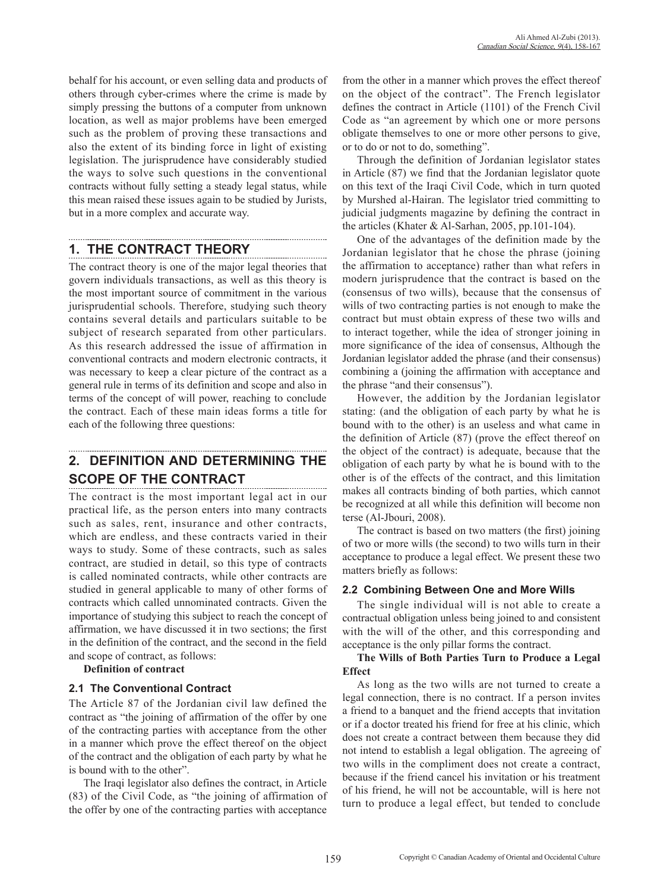behalf for his account, or even selling data and products of others through cyber-crimes where the crime is made by simply pressing the buttons of a computer from unknown location, as well as major problems have been emerged such as the problem of proving these transactions and also the extent of its binding force in light of existing legislation. The jurisprudence have considerably studied the ways to solve such questions in the conventional contracts without fully setting a steady legal status, while this mean raised these issues again to be studied by Jurists, but in a more complex and accurate way.

## 1. THE CONTRACT THEORY

The contract theory is one of the major legal theories that govern individuals transactions, as well as this theory is the most important source of commitment in the various jurisprudential schools. Therefore, studying such theory contains several details and particulars suitable to be subject of research separated from other particulars. As this research addressed the issue of affirmation in conventional contracts and modern electronic contracts, it was necessary to keep a clear picture of the contract as a general rule in terms of its definition and scope and also in terms of the concept of will power, reaching to conclude the contract. Each of these main ideas forms a title for each of the following three questions:

## 2. DEFINITION AND DETERMINING THE SCOPE OF THE CONTRACT

The contract is the most important legal act in our practical life, as the person enters into many contracts such as sales, rent, insurance and other contracts, which are endless, and these contracts varied in their ways to study. Some of these contracts, such as sales contract, are studied in detail, so this type of contracts is called nominated contracts, while other contracts are studied in general applicable to many of other forms of contracts which called unnominated contracts. Given the importance of studying this subject to reach the concept of affirmation, we have discussed it in two sections; the first in the definition of the contract, and the second in the field and scope of contract, as follows:

**Definition of contract**

### 2.1 The Conventional Contract

The Article 87 of the Jordanian civil law defined the contract as "the joining of affirmation of the offer by one of the contracting parties with acceptance from the other in a manner which prove the effect thereof on the object of the contract and the obligation of each party by what he is bound with to the other".

The Iraqi legislator also defines the contract, in Article (83) of the Civil Code, as "the joining of affirmation of the offer by one of the contracting parties with acceptance from the other in a manner which proves the effect thereof on the object of the contract". The French legislator defines the contract in Article (1101) of the French Civil Code as "an agreement by which one or more persons obligate themselves to one or more other persons to give, or to do or not to do, something".

Through the definition of Jordanian legislator states in Article (87) we find that the Jordanian legislator quote on this text of the Iraqi Civil Code, which in turn quoted by Murshed al-Hairan. The legislator tried committing to judicial judgments magazine by defining the contract in the articles (Khater & Al-Sarhan, 2005, pp.101-104).

One of the advantages of the definition made by the Jordanian legislator that he chose the phrase (joining the affirmation to acceptance) rather than what refers in modern jurisprudence that the contract is based on the (consensus of two wills), because that the consensus of wills of two contracting parties is not enough to make the contract but must obtain express of these two wills and to interact together, while the idea of stronger joining in more significance of the idea of consensus, Although the Jordanian legislator added the phrase (and their consensus) combining a (joining the affirmation with acceptance and the phrase "and their consensus").

However, the addition by the Jordanian legislator stating: (and the obligation of each party by what he is bound with to the other) is an useless and what came in the definition of Article (87) (prove the effect thereof on the object of the contract) is adequate, because that the obligation of each party by what he is bound with to the other is of the effects of the contract, and this limitation makes all contracts binding of both parties, which cannot be recognized at all while this definition will become non terse (Al-Jbouri, 2008).

The contract is based on two matters (the first) joining of two or more wills (the second) to two wills turn in their acceptance to produce a legal effect. We present these two matters briefly as follows:

### 2.2 Combining Between One and More Wills

The single individual will is not able to create a contractual obligation unless being joined to and consistent with the will of the other, and this corresponding and acceptance is the only pillar forms the contract.

**The Wills of Both Parties Turn to Produce a Legal Effect**

As long as the two wills are not turned to create a legal connection, there is no contract. If a person invites a friend to a banquet and the friend accepts that invitation or if a doctor treated his friend for free at his clinic, which does not create a contract between them because they did not intend to establish a legal obligation. The agreeing of two wills in the compliment does not create a contract, because if the friend cancel his invitation or his treatment of his friend, he will not be accountable, will is here not turn to produce a legal effect, but tended to conclude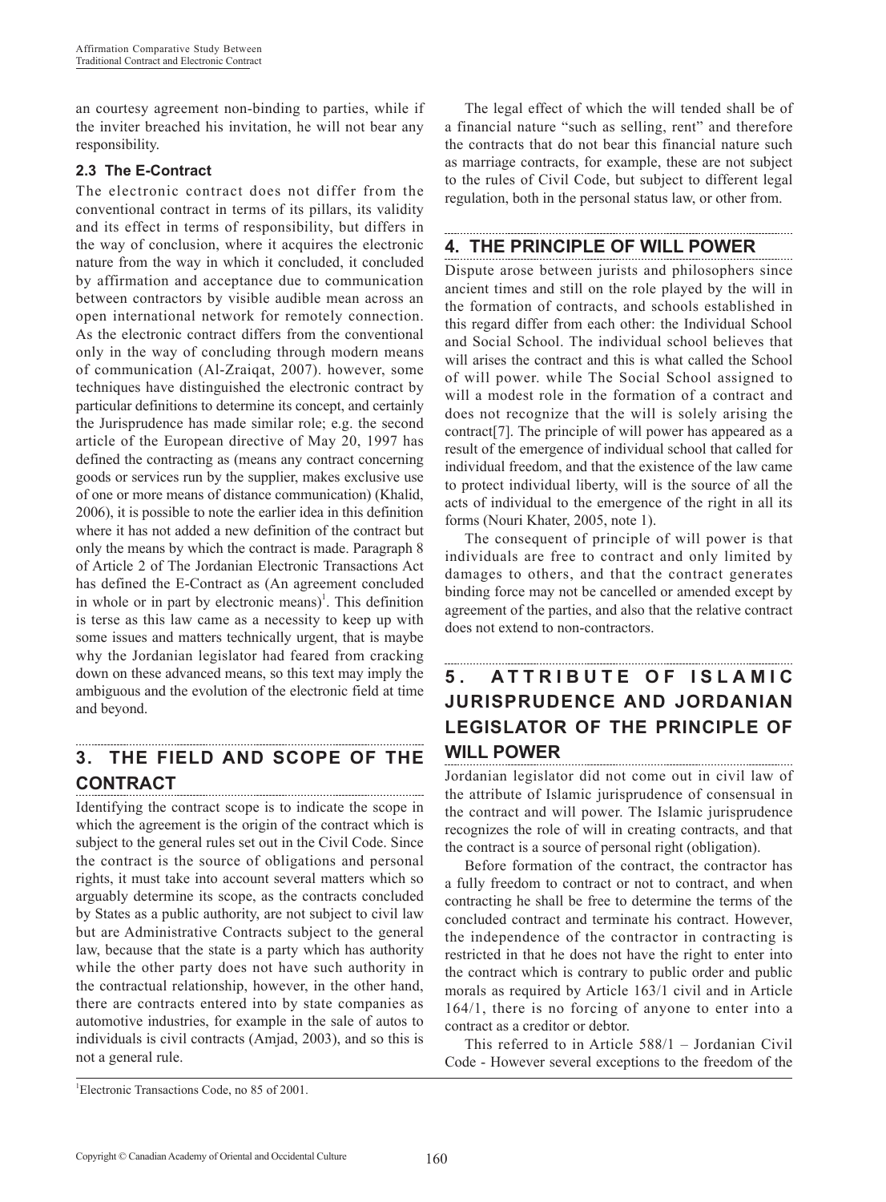an courtesy agreement non-binding to parties, while if the inviter breached his invitation, he will not bear any responsibility.

### 2.3 The E-Contract

The electronic contract does not differ from the conventional contract in terms of its pillars, its validity and its effect in terms of responsibility, but differs in the way of conclusion, where it acquires the electronic nature from the way in which it concluded, it concluded by affirmation and acceptance due to communication between contractors by visible audible mean across an open international network for remotely connection. As the electronic contract differs from the conventional only in the way of concluding through modern means of communication (Al-Zraiqat, 2007). however, some techniques have distinguished the electronic contract by particular definitions to determine its concept, and certainly the Jurisprudence has made similar role; e.g. the second article of the European directive of May 20, 1997 has defined the contracting as (means any contract concerning goods or services run by the supplier, makes exclusive use of one or more means of distance communication) (Khalid, 2006), it is possible to note the earlier idea in this definition where it has not added a new definition of the contract but only the means by which the contract is made. Paragraph 8 of Article 2 of The Jordanian Electronic Transactions Act has defined the E-Contract as (An agreement concluded in whole or in part by electronic means)[1]. This definition is terse as this law came as a necessity to keep up with some issues and matters technically urgent, that is maybe why the Jordanian legislator had feared from cracking down on these advanced means, so this text may imply the ambiguous and the evolution of the electronic field at time and beyond.

## 3. THE FIELD AND SCOPE OF THE CONTRACT

Identifying the contract scope is to indicate the scope in which the agreement is the origin of the contract which is subject to the general rules set out in the Civil Code. Since the contract is the source of obligations and personal rights, it must take into account several matters which so arguably determine its scope, as the contracts concluded by States as a public authority, are not subject to civil law but are Administrative Contracts subject to the general law, because that the state is a party which has authority while the other party does not have such authority in the contractual relationship, however, in the other hand, there are contracts entered into by state companies as automotive industries, for example in the sale of autos to individuals is civil contracts (Amjad, 2003), and so this is not a general rule.

The legal effect of which the will tended shall be of a financial nature "such as selling, rent" and therefore the contracts that do not bear this financial nature such as marriage contracts, for example, these are not subject to the rules of Civil Code, but subject to different legal regulation, both in the personal status law, or other from.

## 4. THE PRINCIPLE OF WILL POWER

Dispute arose between jurists and philosophers since ancient times and still on the role played by the will in the formation of contracts, and schools established in this regard differ from each other: the Individual School and Social School. The individual school believes that will arises the contract and this is what called the School of will power. while The Social School assigned to will a modest role in the formation of a contract and does not recognize that the will is solely arising the contract[7]. The principle of will power has appeared as a result of the emergence of individual school that called for individual freedom, and that the existence of the law came to protect individual liberty, will is the source of all the acts of individual to the emergence of the right in all its forms (Nouri Khater, 2005, note 1).

The consequent of principle of will power is that individuals are free to contract and only limited by damages to others, and that the contract generates binding force may not be cancelled or amended except by agreement of the parties, and also that the relative contract does not extend to non-contractors.

## 5. ATTRIBUTE OF ISLAMIC JURISPRUDENCE AND JORDANIAN LEGISLATOR OF THE PRINCIPLE OF WILL POWER

Jordanian legislator did not come out in civil law of the attribute of Islamic jurisprudence of consensual in the contract and will power. The Islamic jurisprudence recognizes the role of will in creating contracts, and that the contract is a source of personal right (obligation).

Before formation of the contract, the contractor has a fully freedom to contract or not to contract, and when contracting he shall be free to determine the terms of the concluded contract and terminate his contract. However, the independence of the contractor in contracting is restricted in that he does not have the right to enter into the contract which is contrary to public order and public morals as required by Article 163/1 civil and in Article 164/1, there is no forcing of anyone to enter into a contract as a creditor or debtor.

This referred to in Article 588/1 – Jordanian Civil Code - However several exceptions to the freedom of the

[1] Electronic Transactions Code, no 85 of 2001.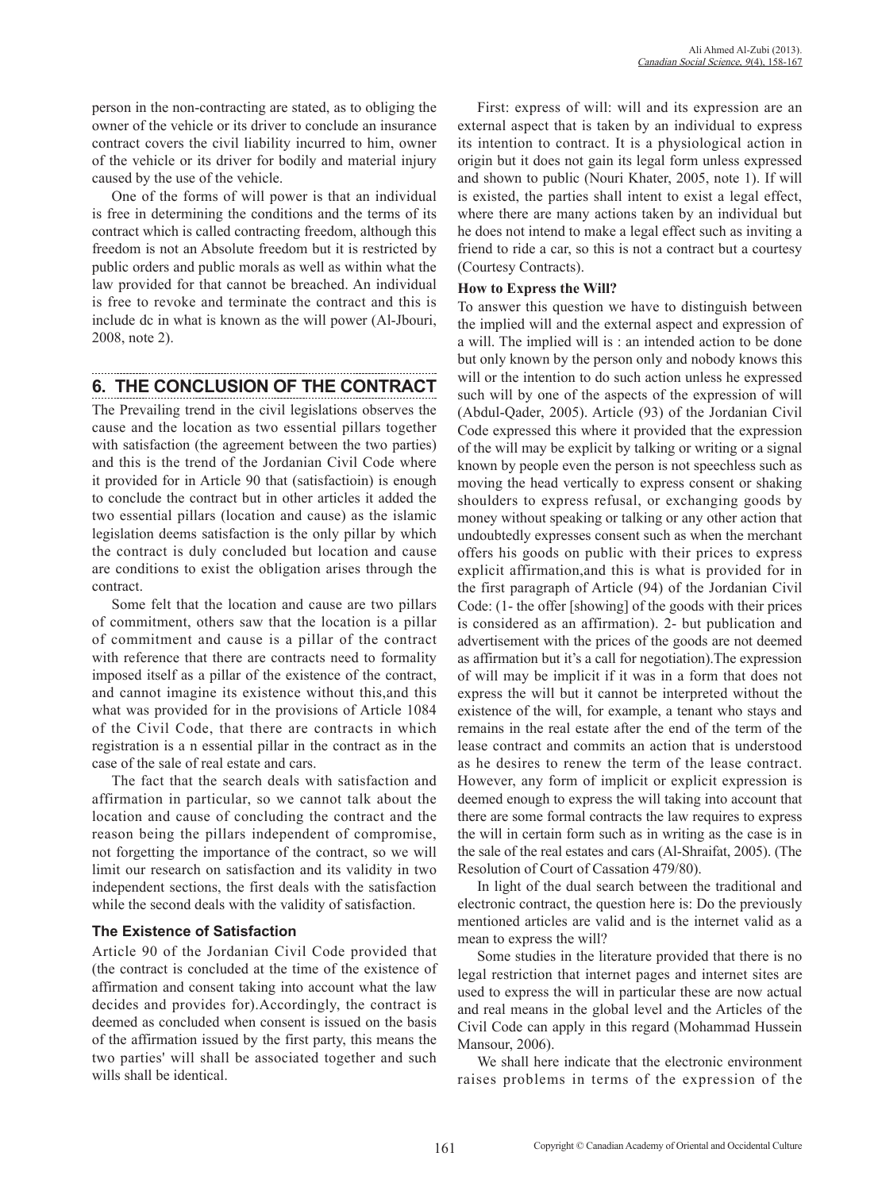person in the non-contracting are stated, as to obliging the owner of the vehicle or its driver to conclude an insurance contract covers the civil liability incurred to him, owner of the vehicle or its driver for bodily and material injury caused by the use of the vehicle.

One of the forms of will power is that an individual is free in determining the conditions and the terms of its contract which is called contracting freedom, although this freedom is not an Absolute freedom but it is restricted by public orders and public morals as well as within what the law provided for that cannot be breached. An individual is free to revoke and terminate the contract and this is include dc in what is known as the will power (Al-Jbouri, 2008, note 2).

## 6. THE CONCLUSION OF THE CONTRACT

The Prevailing trend in the civil legislations observes the cause and the location as two essential pillars together with satisfaction (the agreement between the two parties) and this is the trend of the Jordanian Civil Code where it provided for in Article 90 that (satisfactioin) is enough to conclude the contract but in other articles it added the two essential pillars (location and cause) as the islamic legislation deems satisfaction is the only pillar by which the contract is duly concluded but location and cause are conditions to exist the obligation arises through the contract.

Some felt that the location and cause are two pillars of commitment, others saw that the location is a pillar of commitment and cause is a pillar of the contract with reference that there are contracts need to formality imposed itself as a pillar of the existence of the contract, and cannot imagine its existence without this,and this what was provided for in the provisions of Article 1084 of the Civil Code, that there are contracts in which registration is a n essential pillar in the contract as in the case of the sale of real estate and cars.

The fact that the search deals with satisfaction and affirmation in particular, so we cannot talk about the location and cause of concluding the contract and the reason being the pillars independent of compromise, not forgetting the importance of the contract, so we will limit our research on satisfaction and its validity in two independent sections, the first deals with the satisfaction while the second deals with the validity of satisfaction.

### The Existence of Satisfaction

Article 90 of the Jordanian Civil Code provided that (the contract is concluded at the time of the existence of affirmation and consent taking into account what the law decides and provides for).Accordingly, the contract is deemed as concluded when consent is issued on the basis of the affirmation issued by the first party, this means the two parties' will shall be associated together and such wills shall be identical.

First: express of will: will and its expression are an external aspect that is taken by an individual to express its intention to contract. It is a physiological action in origin but it does not gain its legal form unless expressed and shown to public (Nouri Khater, 2005, note 1). If will is existed, the parties shall intent to exist a legal effect, where there are many actions taken by an individual but he does not intend to make a legal effect such as inviting a friend to ride a car, so this is not a contract but a courtesy (Courtesy Contracts).

**How to Express the Will?**

To answer this question we have to distinguish between the implied will and the external aspect and expression of a will. The implied will is : an intended action to be done but only known by the person only and nobody knows this will or the intention to do such action unless he expressed such will by one of the aspects of the expression of will (Abdul-Qader, 2005). Article (93) of the Jordanian Civil Code expressed this where it provided that the expression of the will may be explicit by talking or writing or a signal known by people even the person is not speechless such as moving the head vertically to express consent or shaking shoulders to express refusal, or exchanging goods by money without speaking or talking or any other action that undoubtedly expresses consent such as when the merchant offers his goods on public with their prices to express explicit affirmation,and this is what is provided for in the first paragraph of Article (94) of the Jordanian Civil Code: (1- the offer [showing] of the goods with their prices is considered as an affirmation). 2- but publication and advertisement with the prices of the goods are not deemed as affirmation but it's a call for negotiation).The expression of will may be implicit if it was in a form that does not express the will but it cannot be interpreted without the existence of the will, for example, a tenant who stays and remains in the real estate after the end of the term of the lease contract and commits an action that is understood as he desires to renew the term of the lease contract. However, any form of implicit or explicit expression is deemed enough to express the will taking into account that there are some formal contracts the law requires to express the will in certain form such as in writing as the case is in the sale of the real estates and cars (Al-Shraifat, 2005). (The Resolution of Court of Cassation 479/80).

In light of the dual search between the traditional and electronic contract, the question here is: Do the previously mentioned articles are valid and is the internet valid as a mean to express the will?

Some studies in the literature provided that there is no legal restriction that internet pages and internet sites are used to express the will in particular these are now actual and real means in the global level and the Articles of the Civil Code can apply in this regard (Mohammad Hussein Mansour, 2006).

We shall here indicate that the electronic environment raises problems in terms of the expression of the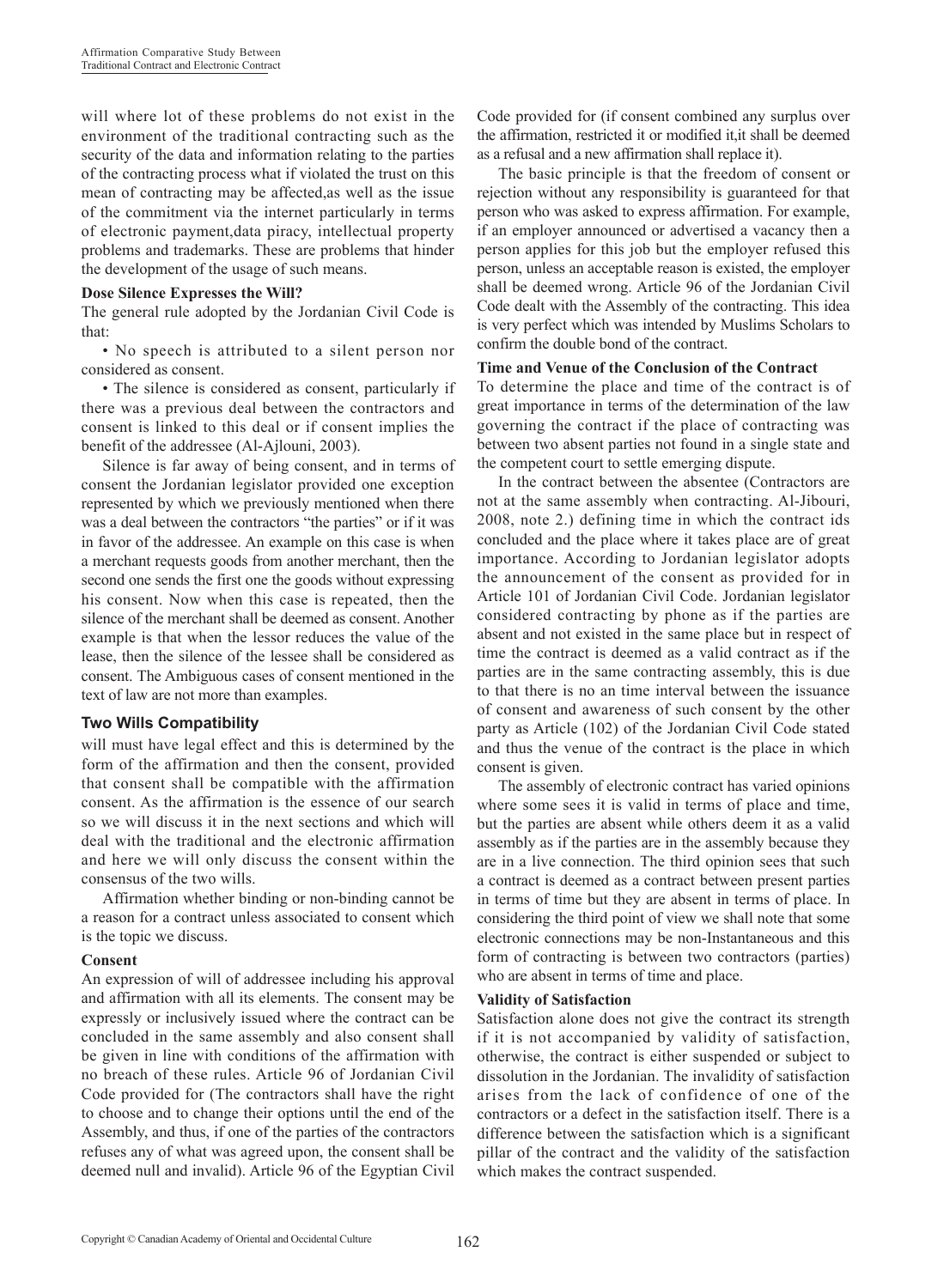will where lot of these problems do not exist in the environment of the traditional contracting such as the security of the data and information relating to the parties of the contracting process what if violated the trust on this mean of contracting may be affected,as well as the issue of the commitment via the internet particularly in terms of electronic payment,data piracy, intellectual property problems and trademarks. These are problems that hinder the development of the usage of such means.

**Dose Silence Expresses the Will?**

The general rule adopted by the Jordanian Civil Code is that:

• No speech is attributed to a silent person nor considered as consent.

• The silence is considered as consent, particularly if there was a previous deal between the contractors and consent is linked to this deal or if consent implies the benefit of the addressee (Al-Ajlouni, 2003).

Silence is far away of being consent, and in terms of consent the Jordanian legislator provided one exception represented by which we previously mentioned when there was a deal between the contractors "the parties" or if it was in favor of the addressee. An example on this case is when a merchant requests goods from another merchant, then the second one sends the first one the goods without expressing his consent. Now when this case is repeated, then the silence of the merchant shall be deemed as consent. Another example is that when the lessor reduces the value of the lease, then the silence of the lessee shall be considered as consent. The Ambiguous cases of consent mentioned in the text of law are not more than examples.

### Two Wills Compatibility

will must have legal effect and this is determined by the form of the affirmation and then the consent, provided that consent shall be compatible with the affirmation consent. As the affirmation is the essence of our search so we will discuss it in the next sections and which will deal with the traditional and the electronic affirmation and here we will only discuss the consent within the consensus of the two wills.

Affirmation whether binding or non-binding cannot be a reason for a contract unless associated to consent which is the topic we discuss.

**Consent**

An expression of will of addressee including his approval and affirmation with all its elements. The consent may be expressly or inclusively issued where the contract can be concluded in the same assembly and also consent shall be given in line with conditions of the affirmation with no breach of these rules. Article 96 of Jordanian Civil Code provided for (The contractors shall have the right to choose and to change their options until the end of the Assembly, and thus, if one of the parties of the contractors refuses any of what was agreed upon, the consent shall be deemed null and invalid). Article 96 of the Egyptian Civil Code provided for (if consent combined any surplus over the affirmation, restricted it or modified it,it shall be deemed as a refusal and a new affirmation shall replace it).

The basic principle is that the freedom of consent or rejection without any responsibility is guaranteed for that person who was asked to express affirmation. For example, if an employer announced or advertised a vacancy then a person applies for this job but the employer refused this person, unless an acceptable reason is existed, the employer shall be deemed wrong. Article 96 of the Jordanian Civil Code dealt with the Assembly of the contracting. This idea is very perfect which was intended by Muslims Scholars to confirm the double bond of the contract.

**Time and Venue of the Conclusion of the Contract**

To determine the place and time of the contract is of great importance in terms of the determination of the law governing the contract if the place of contracting was between two absent parties not found in a single state and the competent court to settle emerging dispute.

In the contract between the absentee (Contractors are not at the same assembly when contracting. Al-Jibouri, 2008, note 2.) defining time in which the contract ids concluded and the place where it takes place are of great importance. According to Jordanian legislator adopts the announcement of the consent as provided for in Article 101 of Jordanian Civil Code. Jordanian legislator considered contracting by phone as if the parties are absent and not existed in the same place but in respect of time the contract is deemed as a valid contract as if the parties are in the same contracting assembly, this is due to that there is no an time interval between the issuance of consent and awareness of such consent by the other party as Article (102) of the Jordanian Civil Code stated and thus the venue of the contract is the place in which consent is given.

The assembly of electronic contract has varied opinions where some sees it is valid in terms of place and time, but the parties are absent while others deem it as a valid assembly as if the parties are in the assembly because they are in a live connection. The third opinion sees that such a contract is deemed as a contract between present parties in terms of time but they are absent in terms of place. In considering the third point of view we shall note that some electronic connections may be non-Instantaneous and this form of contracting is between two contractors (parties) who are absent in terms of time and place.

**Validity of Satisfaction**

Satisfaction alone does not give the contract its strength if it is not accompanied by validity of satisfaction, otherwise, the contract is either suspended or subject to dissolution in the Jordanian. The invalidity of satisfaction arises from the lack of confidence of one of the contractors or a defect in the satisfaction itself. There is a difference between the satisfaction which is a significant pillar of the contract and the validity of the satisfaction which makes the contract suspended.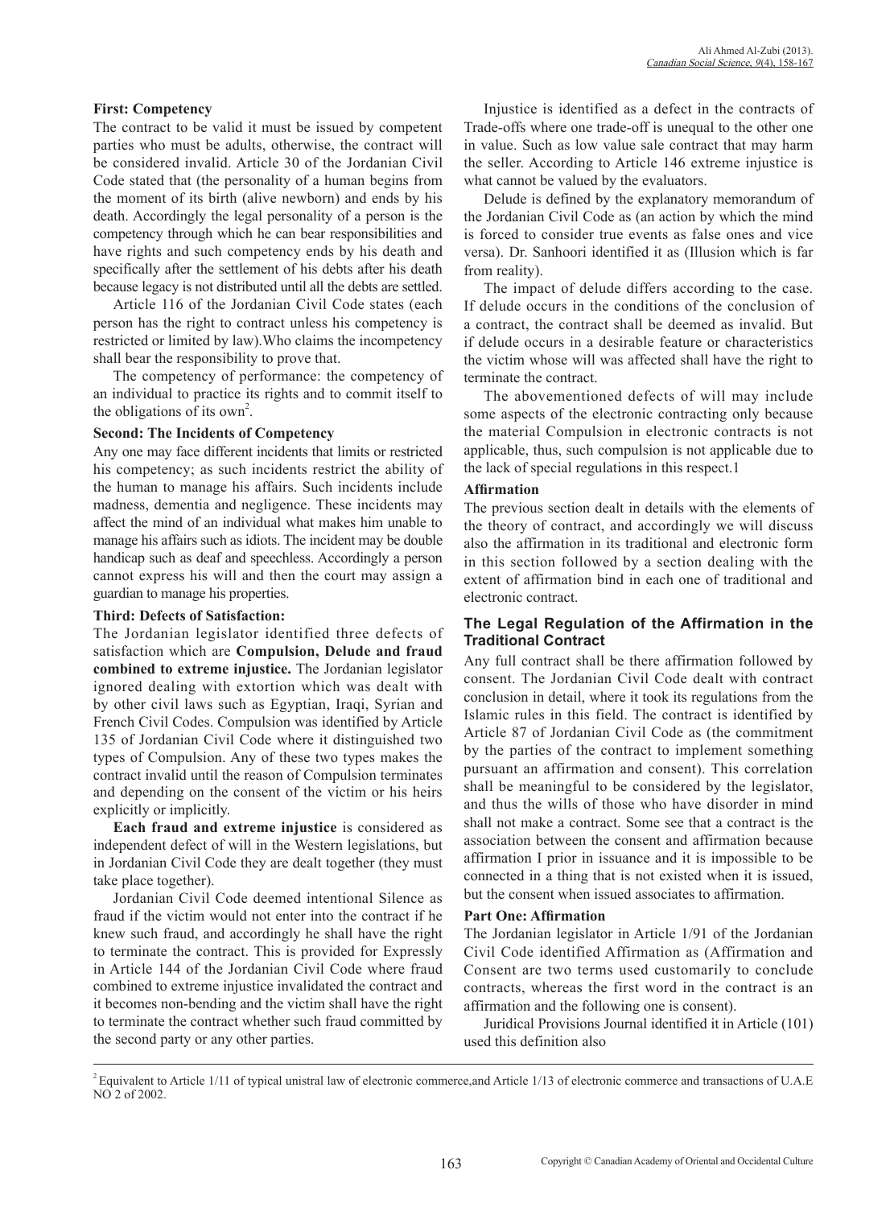**First: Competency**

The contract to be valid it must be issued by competent parties who must be adults, otherwise, the contract will be considered invalid. Article 30 of the Jordanian Civil Code stated that (the personality of a human begins from the moment of its birth (alive newborn) and ends by his death. Accordingly the legal personality of a person is the competency through which he can bear responsibilities and have rights and such competency ends by his death and specifically after the settlement of his debts after his death because legacy is not distributed until all the debts are settled.

Article 116 of the Jordanian Civil Code states (each person has the right to contract unless his competency is restricted or limited by law).Who claims the incompetency shall bear the responsibility to prove that.

The competency of performance: the competency of an individual to practice its rights and to commit itself to the obligations of its own[2].

**Second: The Incidents of Competency**

Any one may face different incidents that limits or restricted his competency; as such incidents restrict the ability of the human to manage his affairs. Such incidents include madness, dementia and negligence. These incidents may affect the mind of an individual what makes him unable to manage his affairs such as idiots. The incident may be double handicap such as deaf and speechless. Accordingly a person cannot express his will and then the court may assign a guardian to manage his properties.

**Third: Defects of Satisfaction:**

The Jordanian legislator identified three defects of satisfaction which are **Compulsion, Delude and fraud combined to extreme injustice.** The Jordanian legislator ignored dealing with extortion which was dealt with by other civil laws such as Egyptian, Iraqi, Syrian and French Civil Codes. Compulsion was identified by Article 135 of Jordanian Civil Code where it distinguished two types of Compulsion. Any of these two types makes the contract invalid until the reason of Compulsion terminates and depending on the consent of the victim or his heirs explicitly or implicitly.

**Each fraud and extreme injustice** is considered as independent defect of will in the Western legislations, but in Jordanian Civil Code they are dealt together (they must take place together).

Jordanian Civil Code deemed intentional Silence as fraud if the victim would not enter into the contract if he knew such fraud, and accordingly he shall have the right to terminate the contract. This is provided for Expressly in Article 144 of the Jordanian Civil Code where fraud combined to extreme injustice invalidated the contract and it becomes non-bending and the victim shall have the right to terminate the contract whether such fraud committed by the second party or any other parties.

Injustice is identified as a defect in the contracts of Trade-offs where one trade-off is unequal to the other one in value. Such as low value sale contract that may harm the seller. According to Article 146 extreme injustice is what cannot be valued by the evaluators.

Delude is defined by the explanatory memorandum of the Jordanian Civil Code as (an action by which the mind is forced to consider true events as false ones and vice versa). Dr. Sanhoori identified it as (Illusion which is far from reality).

The impact of delude differs according to the case. If delude occurs in the conditions of the conclusion of a contract, the contract shall be deemed as invalid. But if delude occurs in a desirable feature or characteristics the victim whose will was affected shall have the right to terminate the contract.

The abovementioned defects of will may include some aspects of the electronic contracting only because the material Compulsion in electronic contracts is not applicable, thus, such compulsion is not applicable due to the lack of special regulations in this respect.1

**Affirmation**

The previous section dealt in details with the elements of the theory of contract, and accordingly we will discuss also the affirmation in its traditional and electronic form in this section followed by a section dealing with the extent of affirmation bind in each one of traditional and electronic contract.

### The Legal Regulation of the Affirmation in the Traditional Contract

Any full contract shall be there affirmation followed by consent. The Jordanian Civil Code dealt with contract conclusion in detail, where it took its regulations from the Islamic rules in this field. The contract is identified by Article 87 of Jordanian Civil Code as (the commitment by the parties of the contract to implement something pursuant an affirmation and consent). This correlation shall be meaningful to be considered by the legislator, and thus the wills of those who have disorder in mind shall not make a contract. Some see that a contract is the association between the consent and affirmation because affirmation I prior in issuance and it is impossible to be connected in a thing that is not existed when it is issued, but the consent when issued associates to affirmation.

**Part One: Affirmation**

The Jordanian legislator in Article 1/91 of the Jordanian Civil Code identified Affirmation as (Affirmation and Consent are two terms used customarily to conclude contracts, whereas the first word in the contract is an affirmation and the following one is consent).

Juridical Provisions Journal identified it in Article (101) used this definition also

---

[2] Equivalent to Article 1/11 of typical unistral law of electronic commerce,and Article 1/13 of electronic commerce and transactions of U.A.E NO 2 of 2002.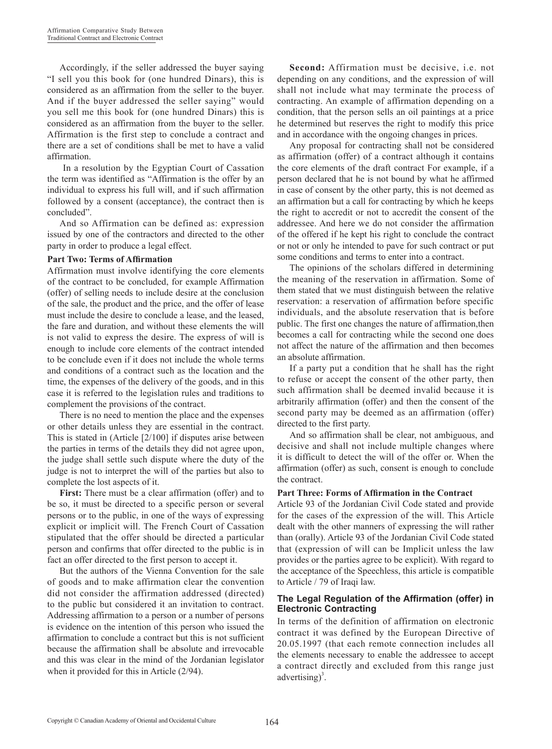Accordingly, if the seller addressed the buyer saying "I sell you this book for (one hundred Dinars), this is considered as an affirmation from the seller to the buyer. And if the buyer addressed the seller saying" would you sell me this book for (one hundred Dinars) this is considered as an affirmation from the buyer to the seller. Affirmation is the first step to conclude a contract and there are a set of conditions shall be met to have a valid affirmation.

In a resolution by the Egyptian Court of Cassation the term was identified as "Affirmation is the offer by an individual to express his full will, and if such affirmation followed by a consent (acceptance), the contract then is concluded".

And so Affirmation can be defined as: expression issued by one of the contractors and directed to the other party in order to produce a legal effect.

**Part Two: Terms of Affirmation**

Affirmation must involve identifying the core elements of the contract to be concluded, for example Affirmation (offer) of selling needs to include desire at the conclusion of the sale, the product and the price, and the offer of lease must include the desire to conclude a lease, and the leased, the fare and duration, and without these elements the will is not valid to express the desire. The express of will is enough to include core elements of the contract intended to be conclude even if it does not include the whole terms and conditions of a contract such as the location and the time, the expenses of the delivery of the goods, and in this case it is referred to the legislation rules and traditions to complement the provisions of the contract.

There is no need to mention the place and the expenses or other details unless they are essential in the contract. This is stated in (Article [2/100] if disputes arise between the parties in terms of the details they did not agree upon, the judge shall settle such dispute where the duty of the judge is not to interpret the will of the parties but also to complete the lost aspects of it.

**First:** There must be a clear affirmation (offer) and to be so, it must be directed to a specific person or several persons or to the public, in one of the ways of expressing explicit or implicit will. The French Court of Cassation stipulated that the offer should be directed a particular person and confirms that offer directed to the public is in fact an offer directed to the first person to accept it.

But the authors of the Vienna Convention for the sale of goods and to make affirmation clear the convention did not consider the affirmation addressed (directed) to the public but considered it an invitation to contract. Addressing affirmation to a person or a number of persons is evidence on the intention of this person who issued the affirmation to conclude a contract but this is not sufficient because the affirmation shall be absolute and irrevocable and this was clear in the mind of the Jordanian legislator when it provided for this in Article (2/94).

**Second:** Affirmation must be decisive, i.e. not depending on any conditions, and the expression of will shall not include what may terminate the process of contracting. An example of affirmation depending on a condition, that the person sells an oil paintings at a price he determined but reserves the right to modify this price and in accordance with the ongoing changes in prices.

Any proposal for contracting shall not be considered as affirmation (offer) of a contract although it contains the core elements of the draft contract For example, if a person declared that he is not bound by what he affirmed in case of consent by the other party, this is not deemed as an affirmation but a call for contracting by which he keeps the right to accredit or not to accredit the consent of the addressee. And here we do not consider the affirmation of the offered if he kept his right to conclude the contract or not or only he intended to pave for such contract or put some conditions and terms to enter into a contract.

The opinions of the scholars differed in determining the meaning of the reservation in affirmation. Some of them stated that we must distinguish between the relative reservation: a reservation of affirmation before specific individuals, and the absolute reservation that is before public. The first one changes the nature of affirmation,then becomes a call for contracting while the second one does not affect the nature of the affirmation and then becomes an absolute affirmation.

If a party put a condition that he shall has the right to refuse or accept the consent of the other party, then such affirmation shall be deemed invalid because it is arbitrarily affirmation (offer) and then the consent of the second party may be deemed as an affirmation (offer) directed to the first party.

And so affirmation shall be clear, not ambiguous, and decisive and shall not include multiple changes where it is difficult to detect the will of the offer or. When the affirmation (offer) as such, consent is enough to conclude the contract.

**Part Three: Forms of Affirmation in the Contract**

Article 93 of the Jordanian Civil Code stated and provide for the cases of the expression of the will. This Article dealt with the other manners of expressing the will rather than (orally). Article 93 of the Jordanian Civil Code stated that (expression of will can be Implicit unless the law provides or the parties agree to be explicit). With regard to the acceptance of the Speechless, this article is compatible to Article / 79 of Iraqi law.

### The Legal Regulation of the Affirmation (offer) in Electronic Contracting

In terms of the definition of affirmation on electronic contract it was defined by the European Directive of 20.05.1997 (that each remote connection includes all the elements necessary to enable the addressee to accept a contract directly and excluded from this range just advertising)[3].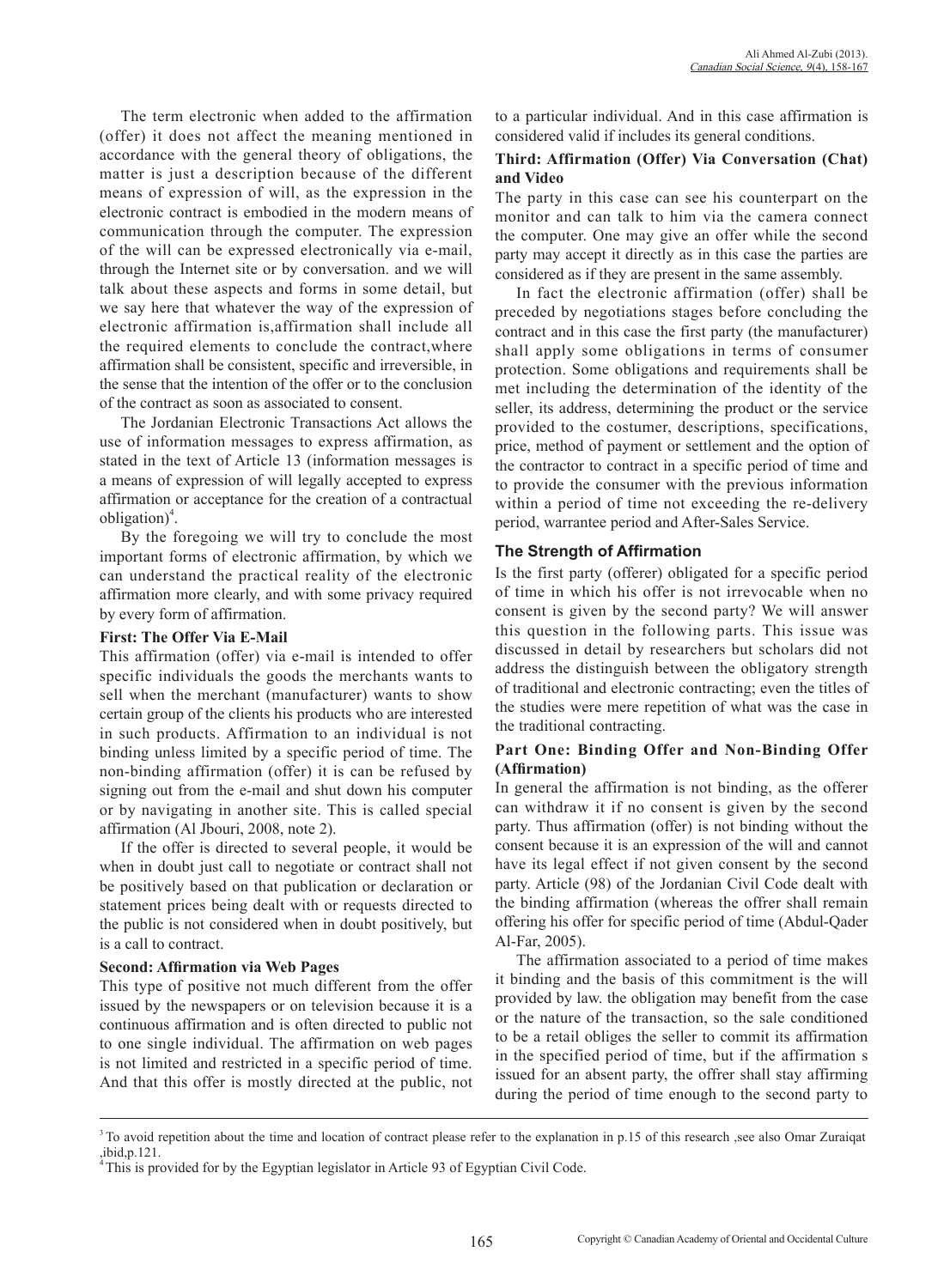The term electronic when added to the affirmation (offer) it does not affect the meaning mentioned in accordance with the general theory of obligations, the matter is just a description because of the different means of expression of will, as the expression in the electronic contract is embodied in the modern means of communication through the computer. The expression of the will can be expressed electronically via e-mail, through the Internet site or by conversation. and we will talk about these aspects and forms in some detail, but we say here that whatever the way of the expression of electronic affirmation is,affirmation shall include all the required elements to conclude the contract,where affirmation shall be consistent, specific and irreversible, in the sense that the intention of the offer or to the conclusion of the contract as soon as associated to consent.

The Jordanian Electronic Transactions Act allows the use of information messages to express affirmation, as stated in the text of Article 13 (information messages is a means of expression of will legally accepted to express affirmation or acceptance for the creation of a contractual obligation)[4].

By the foregoing we will try to conclude the most important forms of electronic affirmation, by which we can understand the practical reality of the electronic affirmation more clearly, and with some privacy required by every form of affirmation.

**First: The Offer Via E-Mail**

This affirmation (offer) via e-mail is intended to offer specific individuals the goods the merchants wants to sell when the merchant (manufacturer) wants to show certain group of the clients his products who are interested in such products. Affirmation to an individual is not binding unless limited by a specific period of time. The non-binding affirmation (offer) it is can be refused by signing out from the e-mail and shut down his computer or by navigating in another site. This is called special affirmation (Al Jbouri, 2008, note 2).

If the offer is directed to several people, it would be when in doubt just call to negotiate or contract shall not be positively based on that publication or declaration or statement prices being dealt with or requests directed to the public is not considered when in doubt positively, but is a call to contract.

**Second: Affirmation via Web Pages**

This type of positive not much different from the offer issued by the newspapers or on television because it is a continuous affirmation and is often directed to public not to one single individual. The affirmation on web pages is not limited and restricted in a specific period of time. And that this offer is mostly directed at the public, not to a particular individual. And in this case affirmation is considered valid if includes its general conditions.

**Third: Affirmation (Offer) Via Conversation (Chat) and Video**

The party in this case can see his counterpart on the monitor and can talk to him via the camera connect the computer. One may give an offer while the second party may accept it directly as in this case the parties are considered as if they are present in the same assembly.

In fact the electronic affirmation (offer) shall be preceded by negotiations stages before concluding the contract and in this case the first party (the manufacturer) shall apply some obligations in terms of consumer protection. Some obligations and requirements shall be met including the determination of the identity of the seller, its address, determining the product or the service provided to the costumer, descriptions, specifications, price, method of payment or settlement and the option of the contractor to contract in a specific period of time and to provide the consumer with the previous information within a period of time not exceeding the re-delivery period, warrantee period and After-Sales Service.

## The Strength of Affirmation

Is the first party (offerer) obligated for a specific period of time in which his offer is not irrevocable when no consent is given by the second party? We will answer this question in the following parts. This issue was discussed in detail by researchers but scholars did not address the distinguish between the obligatory strength of traditional and electronic contracting; even the titles of the studies were mere repetition of what was the case in the traditional contracting.

### Part One: Binding Offer and Non-Binding Offer (Affirmation)

In general the affirmation is not binding, as the offerer can withdraw it if no consent is given by the second party. Thus affirmation (offer) is not binding without the consent because it is an expression of the will and cannot have its legal effect if not given consent by the second party. Article (98) of the Jordanian Civil Code dealt with the binding affirmation (whereas the offrer shall remain offering his offer for specific period of time (Abdul-Qader Al-Far, 2005).

The affirmation associated to a period of time makes it binding and the basis of this commitment is the will provided by law. the obligation may benefit from the case or the nature of the transaction, so the sale conditioned to be a retail obliges the seller to commit its affirmation in the specified period of time, but if the affirmation s issued for an absent party, the offrer shall stay affirming during the period of time enough to the second party to

---

[3] To avoid repetition about the time and location of contract please refer to the explanation in p.15 of this research ,see also Omar Zuraiqat ,ibid,p.121.

[4] This is provided for by the Egyptian legislator in Article 93 of Egyptian Civil Code.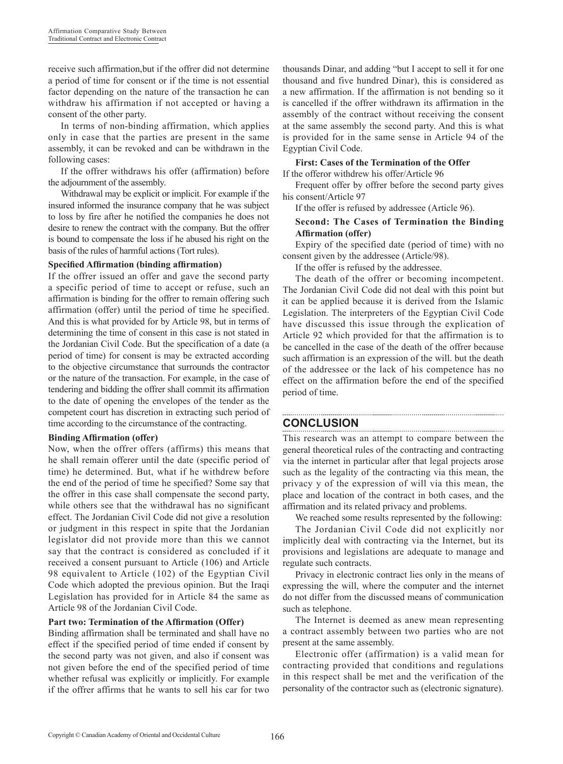receive such affirmation,but if the offrer did not determine a period of time for consent or if the time is not essential factor depending on the nature of the transaction he can withdraw his affirmation if not accepted or having a consent of the other party.

In terms of non-binding affirmation, which applies only in case that the parties are present in the same assembly, it can be revoked and can be withdrawn in the following cases:

If the offrer withdraws his offer (affirmation) before the adjournment of the assembly.

Withdrawal may be explicit or implicit. For example if the insured informed the insurance company that he was subject to loss by fire after he notified the companies he does not desire to renew the contract with the company. But the offrer is bound to compensate the loss if he abused his right on the basis of the rules of harmful actions (Tort rules).

**Specified Affirmation (binding affirmation)**

If the offrer issued an offer and gave the second party a specific period of time to accept or refuse, such an affirmation is binding for the offrer to remain offering such affirmation (offer) until the period of time he specified. And this is what provided for by Article 98, but in terms of determining the time of consent in this case is not stated in the Jordanian Civil Code. But the specification of a date (a period of time) for consent is may be extracted according to the objective circumstance that surrounds the contractor or the nature of the transaction. For example, in the case of tendering and bidding the offrer shall commit its affirmation to the date of opening the envelopes of the tender as the competent court has discretion in extracting such period of time according to the circumstance of the contracting.

**Binding Affirmation (offer)**

Now, when the offrer offers (affirms) this means that he shall remain offerer until the date (specific period of time) he determined. But, what if he withdrew before the end of the period of time he specified? Some say that the offrer in this case shall compensate the second party, while others see that the withdrawal has no significant effect. The Jordanian Civil Code did not give a resolution or judgment in this respect in spite that the Jordanian legislator did not provide more than this we cannot say that the contract is considered as concluded if it received a consent pursuant to Article (106) and Article 98 equivalent to Article (102) of the Egyptian Civil Code which adopted the previous opinion. But the Iraqi Legislation has provided for in Article 84 the same as Article 98 of the Jordanian Civil Code.

**Part two: Termination of the Affirmation (Offer)**

Binding affirmation shall be terminated and shall have no effect if the specified period of time ended if consent by the second party was not given, and also if consent was not given before the end of the specified period of time whether refusal was explicitly or implicitly. For example if the offrer affirms that he wants to sell his car for two thousands Dinar, and adding "but I accept to sell it for one thousand and five hundred Dinar), this is considered as a new affirmation. If the affirmation is not bending so it is cancelled if the offrer withdrawn its affirmation in the assembly of the contract without receiving the consent at the same assembly the second party. And this is what is provided for in the same sense in Article 94 of the Egyptian Civil Code.

**First: Cases of the Termination of the Offer**

If the offeror withdrew his offer/Article 96

Frequent offer by offrer before the second party gives his consent/Article 97

If the offer is refused by addressee (Article 96).

**Second: The Cases of Termination the Binding Affirmation (offer)**

Expiry of the specified date (period of time) with no consent given by the addressee (Article/98).

If the offer is refused by the addressee.

The death of the offrer or becoming incompetent. The Jordanian Civil Code did not deal with this point but it can be applied because it is derived from the Islamic Legislation. The interpreters of the Egyptian Civil Code have discussed this issue through the explication of Article 92 which provided for that the affirmation is to be cancelled in the case of the death of the offrer because such affirmation is an expression of the will. but the death of the addressee or the lack of his competence has no effect on the affirmation before the end of the specified period of time.

## CONCLUSION

This research was an attempt to compare between the general theoretical rules of the contracting and contracting via the internet in particular after that legal projects arose such as the legality of the contracting via this mean, the privacy y of the expression of will via this mean, the place and location of the contract in both cases, and the affirmation and its related privacy and problems.

We reached some results represented by the following:

The Jordanian Civil Code did not explicitly nor implicitly deal with contracting via the Internet, but its provisions and legislations are adequate to manage and regulate such contracts.

Privacy in electronic contract lies only in the means of expressing the will, where the computer and the internet do not differ from the discussed means of communication such as telephone.

The Internet is deemed as anew mean representing a contract assembly between two parties who are not present at the same assembly.

Electronic offer (affirmation) is a valid mean for contracting provided that conditions and regulations in this respect shall be met and the verification of the personality of the contractor such as (electronic signature).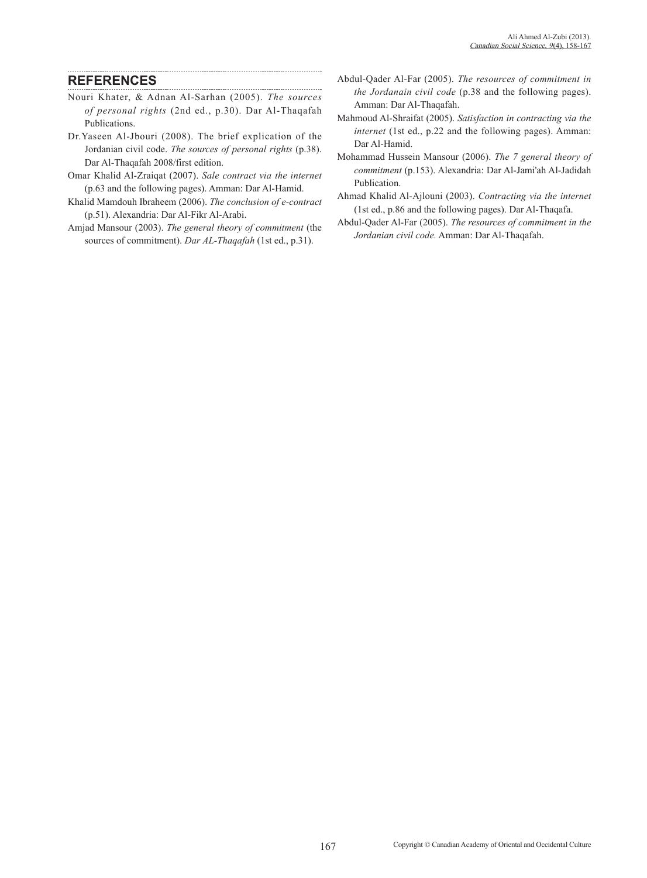## REFERENCES

Nouri Khater, & Adnan Al-Sarhan (2005). *The sources of personal rights* (2nd ed., p.30). Dar Al-Thaqafah Publications.

Dr.Yaseen Al-Jbouri (2008). The brief explication of the Jordanian civil code. *The sources of personal rights* (p.38). Dar Al-Thaqafah 2008/first edition.

Omar Khalid Al-Zraiqat (2007). *Sale contract via the internet* (p.63 and the following pages). Amman: Dar Al-Hamid.

Khalid Mamdouh Ibraheem (2006). *The conclusion of e-contract* (p.51). Alexandria: Dar Al-Fikr Al-Arabi.

Amjad Mansour (2003). *The general theory of commitment* (the sources of commitment). *Dar AL-Thaqafah* (1st ed., p.31).

Abdul-Qader Al-Far (2005). *The resources of commitment in the Jordanain civil code* (p.38 and the following pages). Amman: Dar Al-Thaqafah.

Mahmoud Al-Shraifat (2005). *Satisfaction in contracting via the internet* (1st ed., p.22 and the following pages). Amman: Dar Al-Hamid.

Mohammad Hussein Mansour (2006). *The 7 general theory of commitment* (p.153). Alexandria: Dar Al-Jami'ah Al-Jadidah Publication.

Ahmad Khalid Al-Ajlouni (2003). *Contracting via the internet* (1st ed., p.86 and the following pages). Dar Al-Thaqafa.

Abdul-Qader Al-Far (2005). *The resources of commitment in the Jordanian civil code.* Amman: Dar Al-Thaqafah.